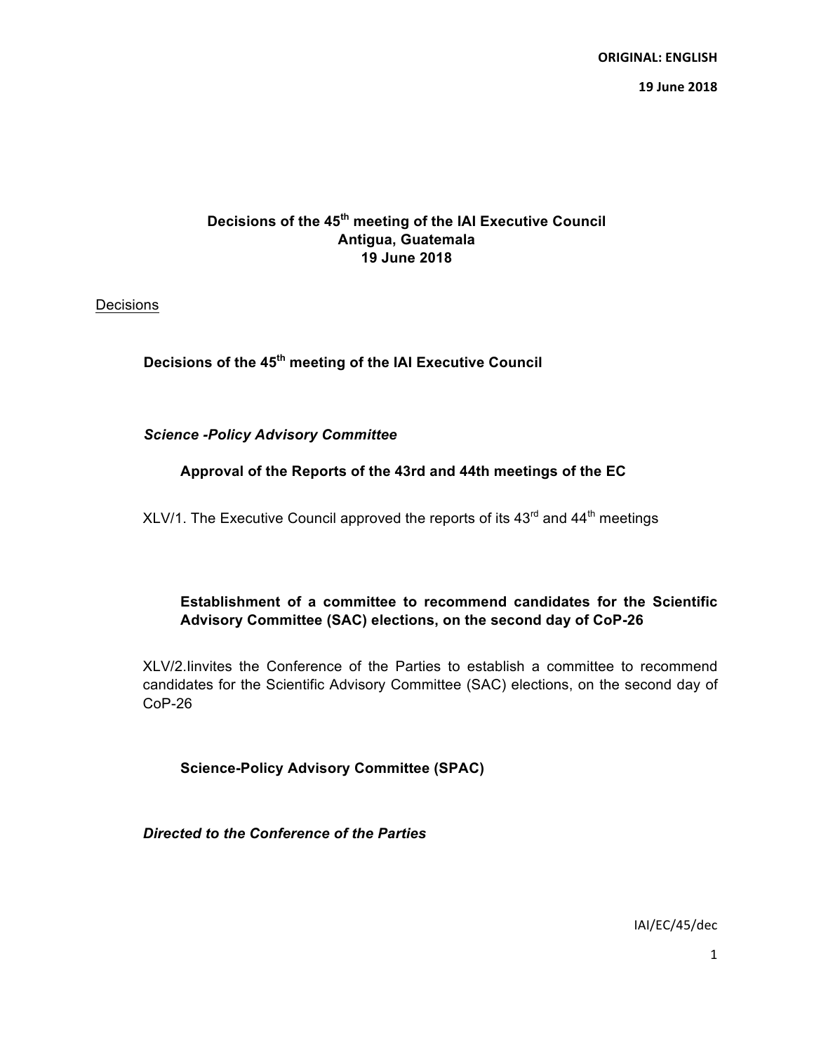**ORIGINAL: ENGLISH**

**19 June 2018**

# Decisions of the 45th meeting of the IAI Executive Council
# Antigua, Guatemala
# 19 June 2018

Decisions

## Decisions of the 45th meeting of the IAI Executive Council

***Science -Policy Advisory Committee***

### Approval of the Reports of the 43rd and 44th meetings of the EC

XLV/1. The Executive Council approved the reports of its 43rd and 44th meetings

### Establishment of a committee to recommend candidates for the Scientific Advisory Committee (SAC) elections, on the second day of CoP-26

XLV/2.Iinvites the Conference of the Parties to establish a committee to recommend candidates for the Scientific Advisory Committee (SAC) elections, on the second day of CoP-26

### Science-Policy Advisory Committee (SPAC)

***Directed to the Conference of the Parties***

IAI/EC/45/dec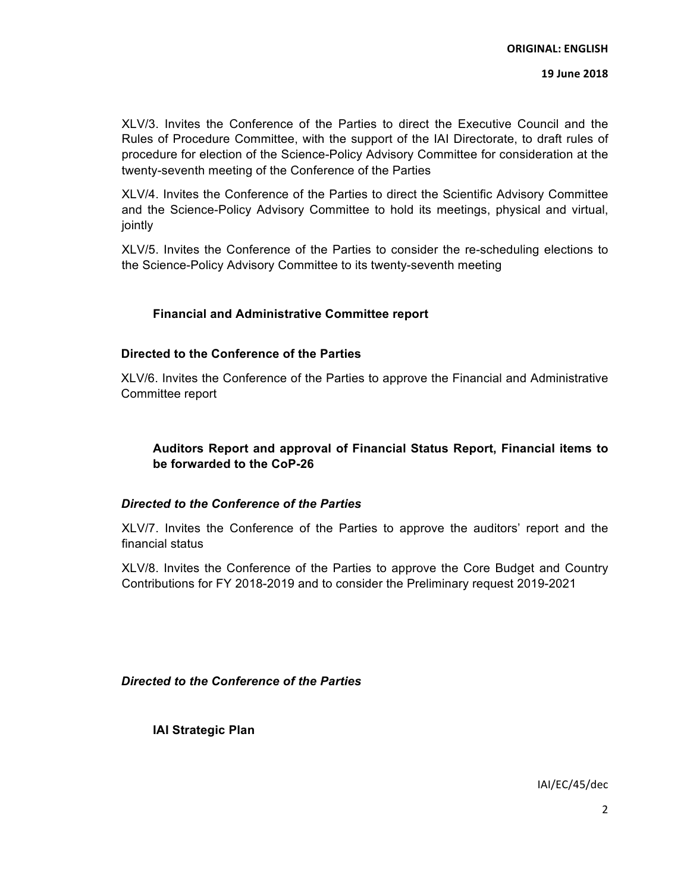XLV/3. Invites the Conference of the Parties to direct the Executive Council and the Rules of Procedure Committee, with the support of the IAI Directorate, to draft rules of procedure for election of the Science-Policy Advisory Committee for consideration at the twenty-seventh meeting of the Conference of the Parties

XLV/4. Invites the Conference of the Parties to direct the Scientific Advisory Committee and the Science-Policy Advisory Committee to hold its meetings, physical and virtual, jointly

XLV/5. Invites the Conference of the Parties to consider the re-scheduling elections to the Science-Policy Advisory Committee to its twenty-seventh meeting

### Financial and Administrative Committee report

**Directed to the Conference of the Parties**

XLV/6. Invites the Conference of the Parties to approve the Financial and Administrative Committee report

### Auditors Report and approval of Financial Status Report, Financial items to be forwarded to the CoP-26

***Directed to the Conference of the Parties***

XLV/7. Invites the Conference of the Parties to approve the auditors' report and the financial status

XLV/8. Invites the Conference of the Parties to approve the Core Budget and Country Contributions for FY 2018-2019 and to consider the Preliminary request 2019-2021

***Directed to the Conference of the Parties***

### IAI Strategic Plan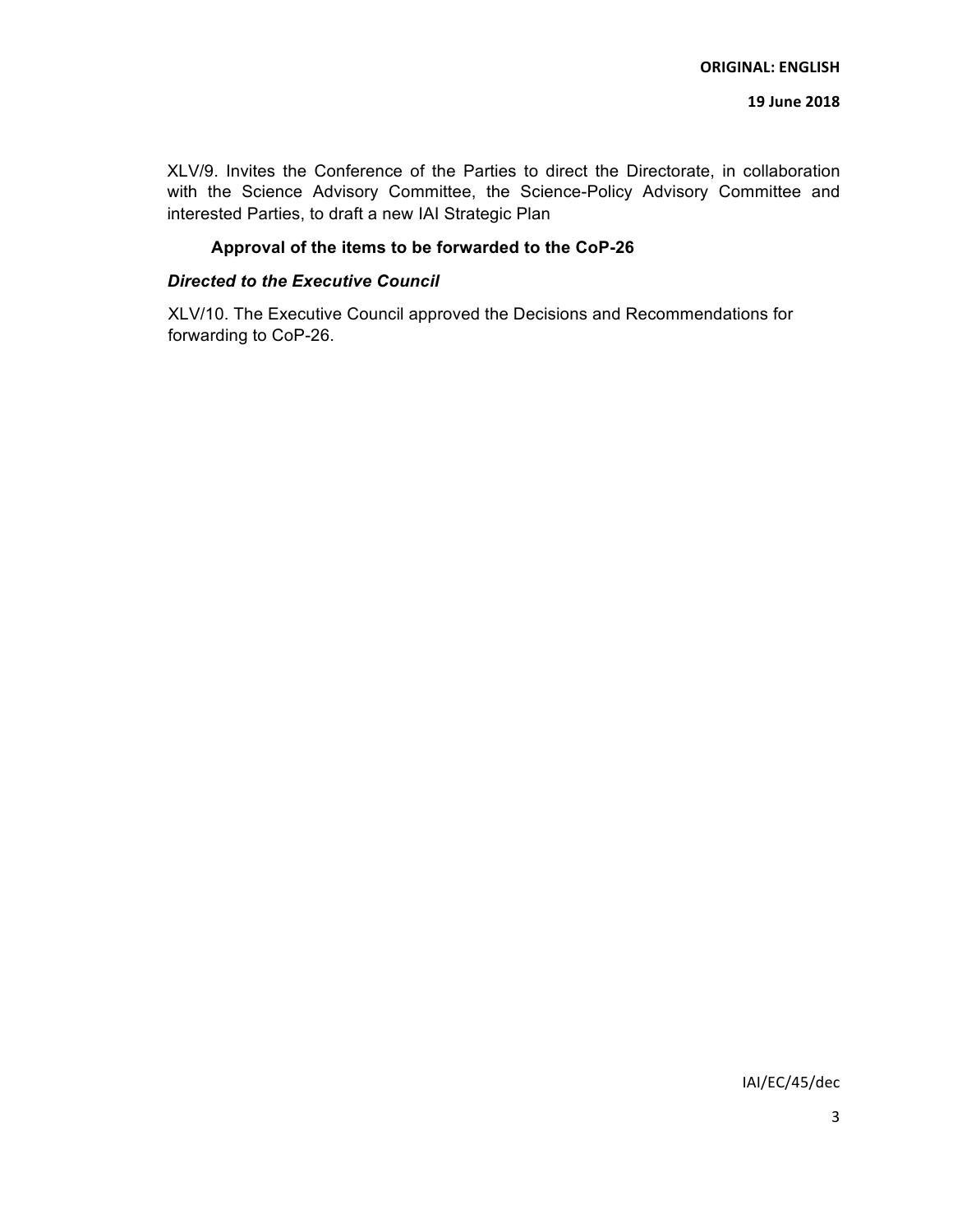XLV/9. Invites the Conference of the Parties to direct the Directorate, in collaboration with the Science Advisory Committee, the Science-Policy Advisory Committee and interested Parties, to draft a new IAI Strategic Plan

### Approval of the items to be forwarded to the CoP-26

***Directed to the Executive Council***

XLV/10. The Executive Council approved the Decisions and Recommendations for forwarding to CoP-26.